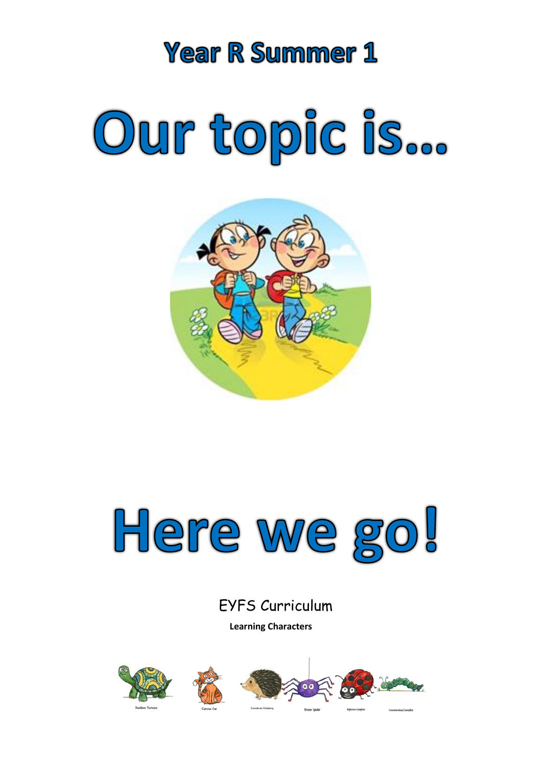# Year R Summer 1

# Our topic is...

# Here we go!

EYFS Curriculum

**Learning Characters**

Resilient Tortoise

Curious Cat

Considerate Hedgehog

Brave Spider

Reflective Ladybird

Concentrating Caterpillar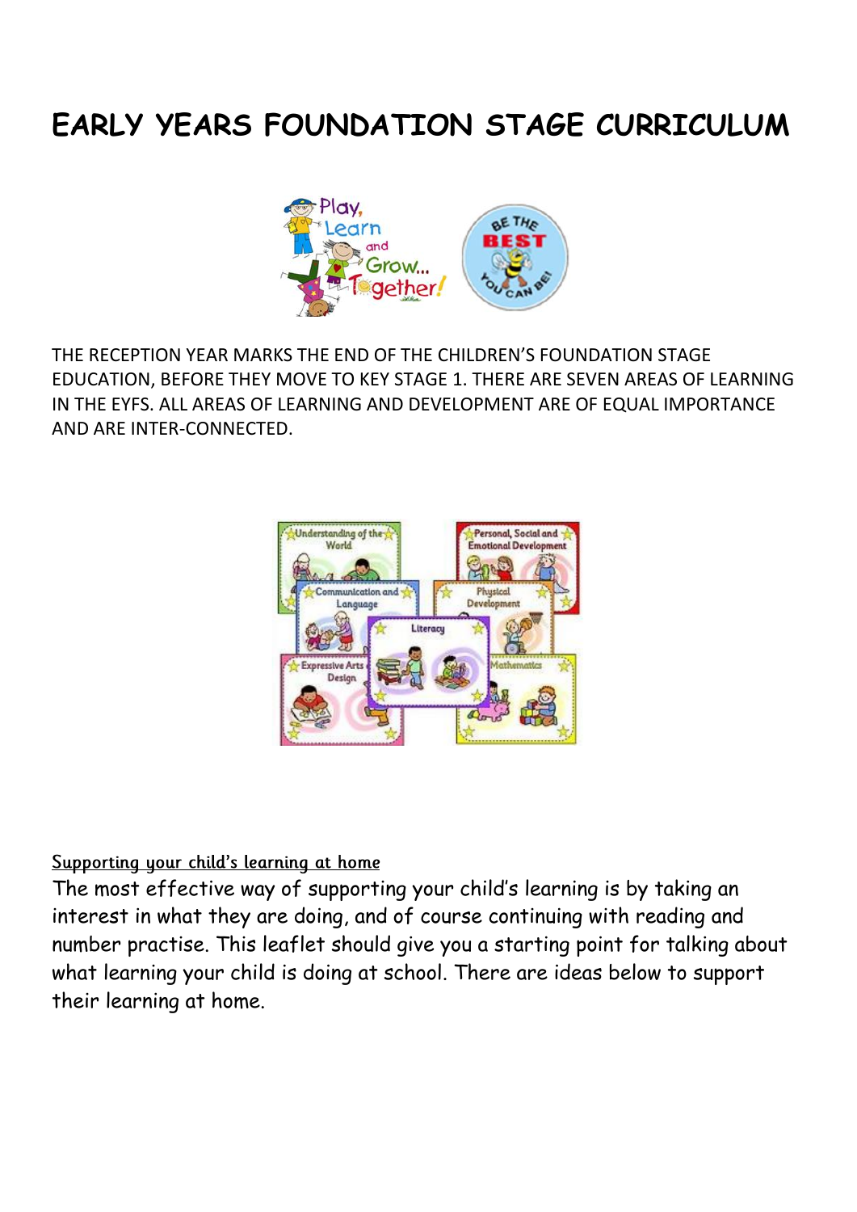# EARLY YEARS FOUNDATION STAGE CURRICULUM

THE RECEPTION YEAR MARKS THE END OF THE CHILDREN'S FOUNDATION STAGE EDUCATION, BEFORE THEY MOVE TO KEY STAGE 1. THERE ARE SEVEN AREAS OF LEARNING IN THE EYFS. ALL AREAS OF LEARNING AND DEVELOPMENT ARE OF EQUAL IMPORTANCE AND ARE INTER-CONNECTED.

<u>Supporting your child's learning at home</u>

The most effective way of supporting your child's learning is by taking an interest in what they are doing, and of course continuing with reading and number practise. This leaflet should give you a starting point for talking about what learning your child is doing at school. There are ideas below to support their learning at home.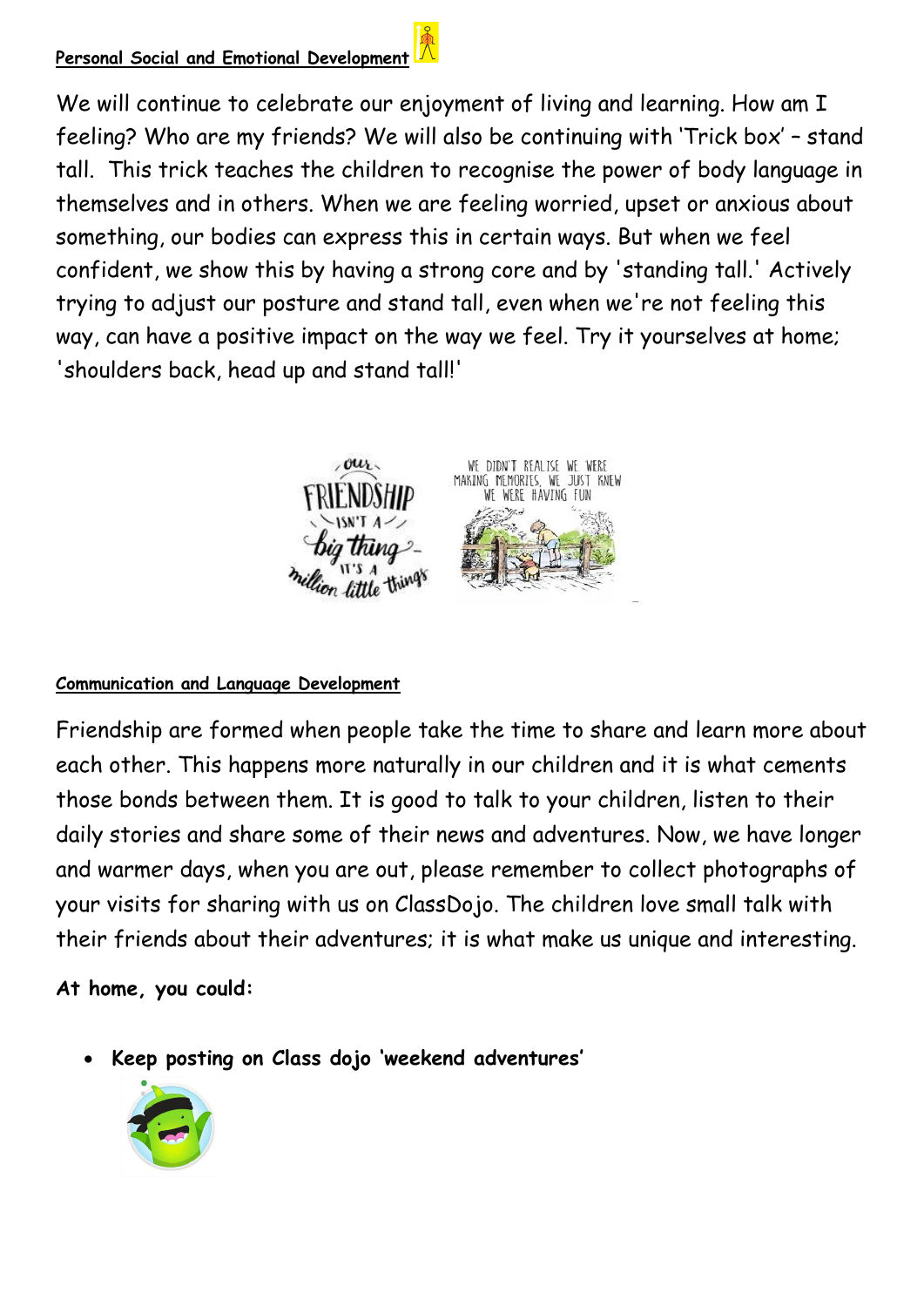**Personal Social and Emotional Development**

We will continue to celebrate our enjoyment of living and learning. How am I feeling? Who are my friends? We will also be continuing with 'Trick box' – stand tall. This trick teaches the children to recognise the power of body language in themselves and in others. When we are feeling worried, upset or anxious about something, our bodies can express this in certain ways. But when we feel confident, we show this by having a strong core and by 'standing tall.' Actively trying to adjust our posture and stand tall, even when we're not feeling this way, can have a positive impact on the way we feel. Try it yourselves at home; 'shoulders back, head up and stand tall!'

**Communication and Language Development**

Friendship are formed when people take the time to share and learn more about each other. This happens more naturally in our children and it is what cements those bonds between them. It is good to talk to your children, listen to their daily stories and share some of their news and adventures. Now, we have longer and warmer days, when you are out, please remember to collect photographs of your visits for sharing with us on ClassDojo. The children love small talk with their friends about their adventures; it is what make us unique and interesting.

**At home, you could:**

- **Keep posting on Class dojo 'weekend adventures'**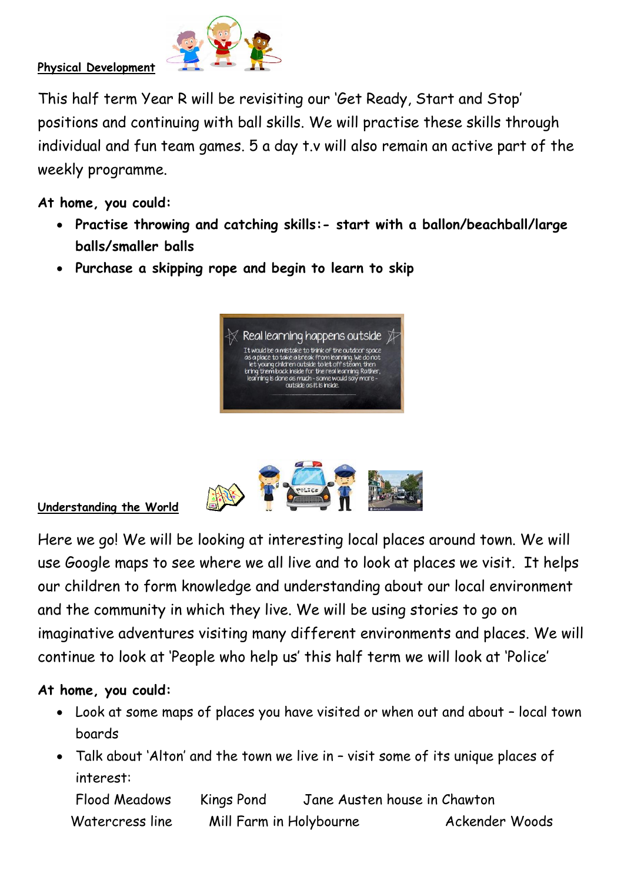**Physical Development**

This half term Year R will be revisiting our 'Get Ready, Start and Stop' positions and continuing with ball skills. We will practise these skills through individual and fun team games. 5 a day t.v will also remain an active part of the weekly programme.

**At home, you could:**

- **Practise throwing and catching skills:- start with a ballon/beachball/large balls/smaller balls**
- **Purchase a skipping rope and begin to learn to skip**

Real learning happens outside

It would be a mistake to think of the outdoor space as a place to take a break from learning. We do not let young children outside to let off steam, then bring them back inside for the real learning. Rather, learning is done as much - some would say more - outside as it is inside.

**Understanding the World**

Here we go! We will be looking at interesting local places around town. We will use Google maps to see where we all live and to look at places we visit. It helps our children to form knowledge and understanding about our local environment and the community in which they live. We will be using stories to go on imaginative adventures visiting many different environments and places. We will continue to look at 'People who help us' this half term we will look at 'Police'

**At home, you could:**

- Look at some maps of places you have visited or when out and about – local town boards
- Talk about 'Alton' and the town we live in – visit some of its unique places of interest:

  Flood Meadows    Kings Pond    Jane Austen house in Chawton
  Watercress line    Mill Farm in Holybourne    Ackender Woods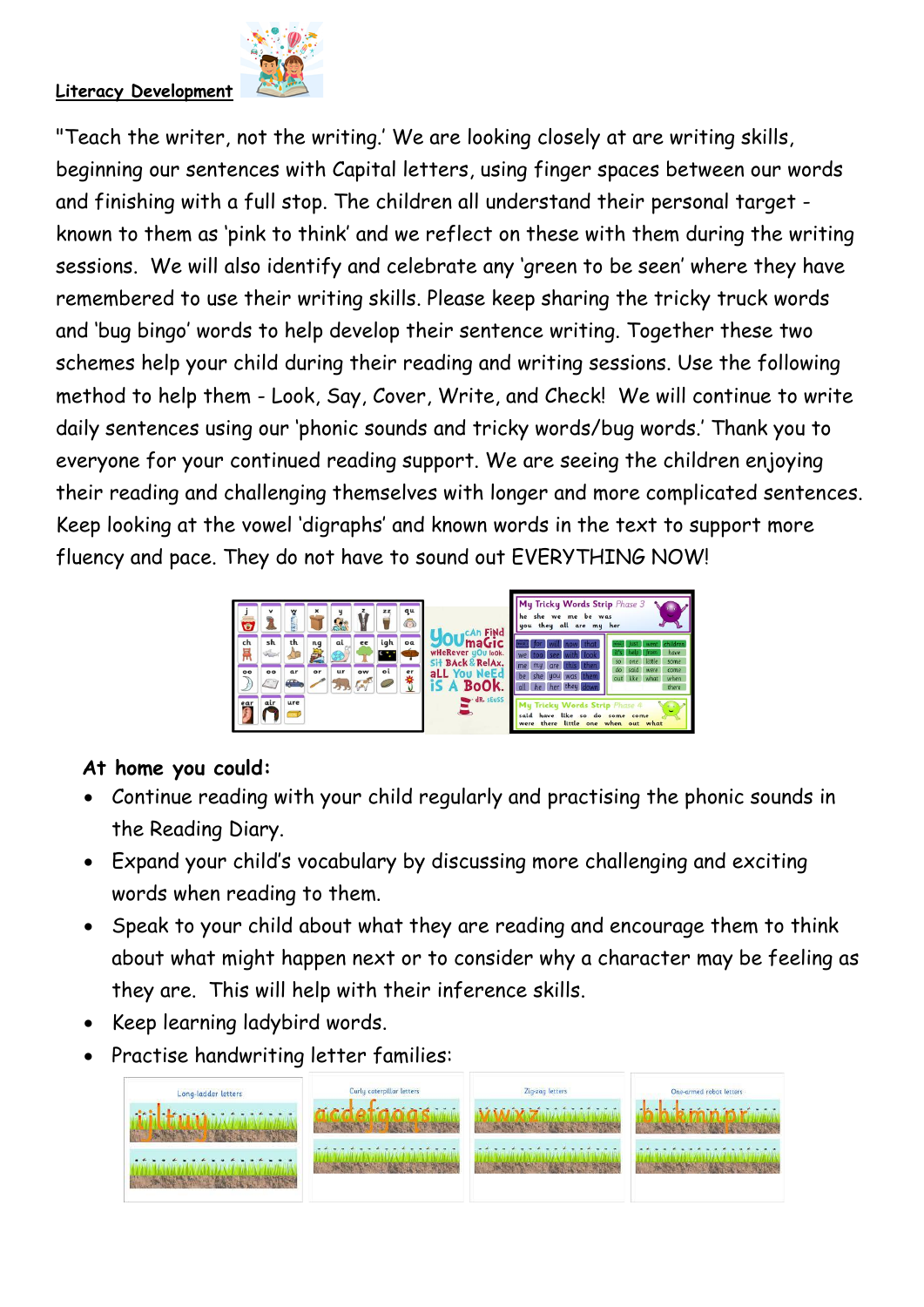## Literacy Development

"Teach the writer, not the writing.' We are looking closely at are writing skills, beginning our sentences with Capital letters, using finger spaces between our words and finishing with a full stop. The children all understand their personal target - known to them as 'pink to think' and we reflect on these with them during the writing sessions. We will also identify and celebrate any 'green to be seen' where they have remembered to use their writing skills. Please keep sharing the tricky truck words and 'bug bingo' words to help develop their sentence writing. Together these two schemes help your child during their reading and writing sessions. Use the following method to help them - Look, Say, Cover, Write, and Check! We will continue to write daily sentences using our 'phonic sounds and tricky words/bug words.' Thank you to everyone for your continued reading support. We are seeing the children enjoying their reading and challenging themselves with longer and more complicated sentences. Keep looking at the vowel 'digraphs' and known words in the text to support more fluency and pace. They do not have to sound out EVERYTHING NOW!

**At home you could:**

- Continue reading with your child regularly and practising the phonic sounds in the Reading Diary.
- Expand your child's vocabulary by discussing more challenging and exciting words when reading to them.
- Speak to your child about what they are reading and encourage them to think about what might happen next or to consider why a character may be feeling as they are. This will help with their inference skills.
- Keep learning ladybird words.
- Practise handwriting letter families:

Long-ladder letters

Curly caterpillar letters

Zig-zag letters

One-armed robot letters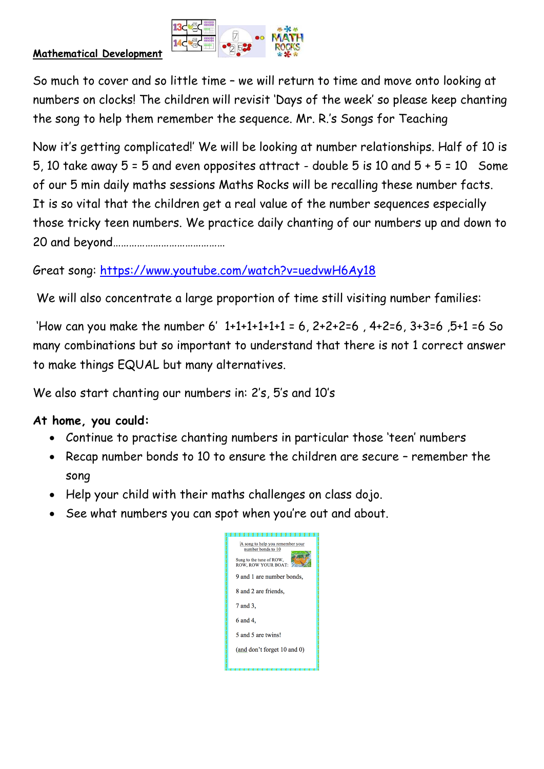**Mathematical Development**

So much to cover and so little time – we will return to time and move onto looking at numbers on clocks! The children will revisit 'Days of the week' so please keep chanting the song to help them remember the sequence. Mr. R.'s Songs for Teaching

Now it's getting complicated!' We will be looking at number relationships. Half of 10 is 5, 10 take away 5 = 5 and even opposites attract - double 5 is 10 and 5 + 5 = 10 Some of our 5 min daily maths sessions Maths Rocks will be recalling these number facts. It is so vital that the children get a real value of the number sequences especially those tricky teen numbers. We practice daily chanting of our numbers up and down to 20 and beyond…………………………………

Great song: https://www.youtube.com/watch?v=uedvwH6Ay18

We will also concentrate a large proportion of time still visiting number families:

'How can you make the number 6' 1+1+1+1+1+1 = 6, 2+2+2=6 , 4+2=6, 3+3=6 ,5+1 =6 So many combinations but so important to understand that there is not 1 correct answer to make things EQUAL but many alternatives.

We also start chanting our numbers in: 2's, 5's and 10's

**At home, you could:**

- Continue to practise chanting numbers in particular those 'teen' numbers
- Recap number bonds to 10 to ensure the children are secure – remember the song
- Help your child with their maths challenges on class dojo.
- See what numbers you can spot when you're out and about.

A song to help you remember your number bonds to 10

Sung to the tune of ROW, ROW, ROW YOUR BOAT:

9 and 1 are number bonds,

8 and 2 are friends,

7 and 3,

6 and 4,

5 and 5 are twins!

(and don't forget 10 and 0)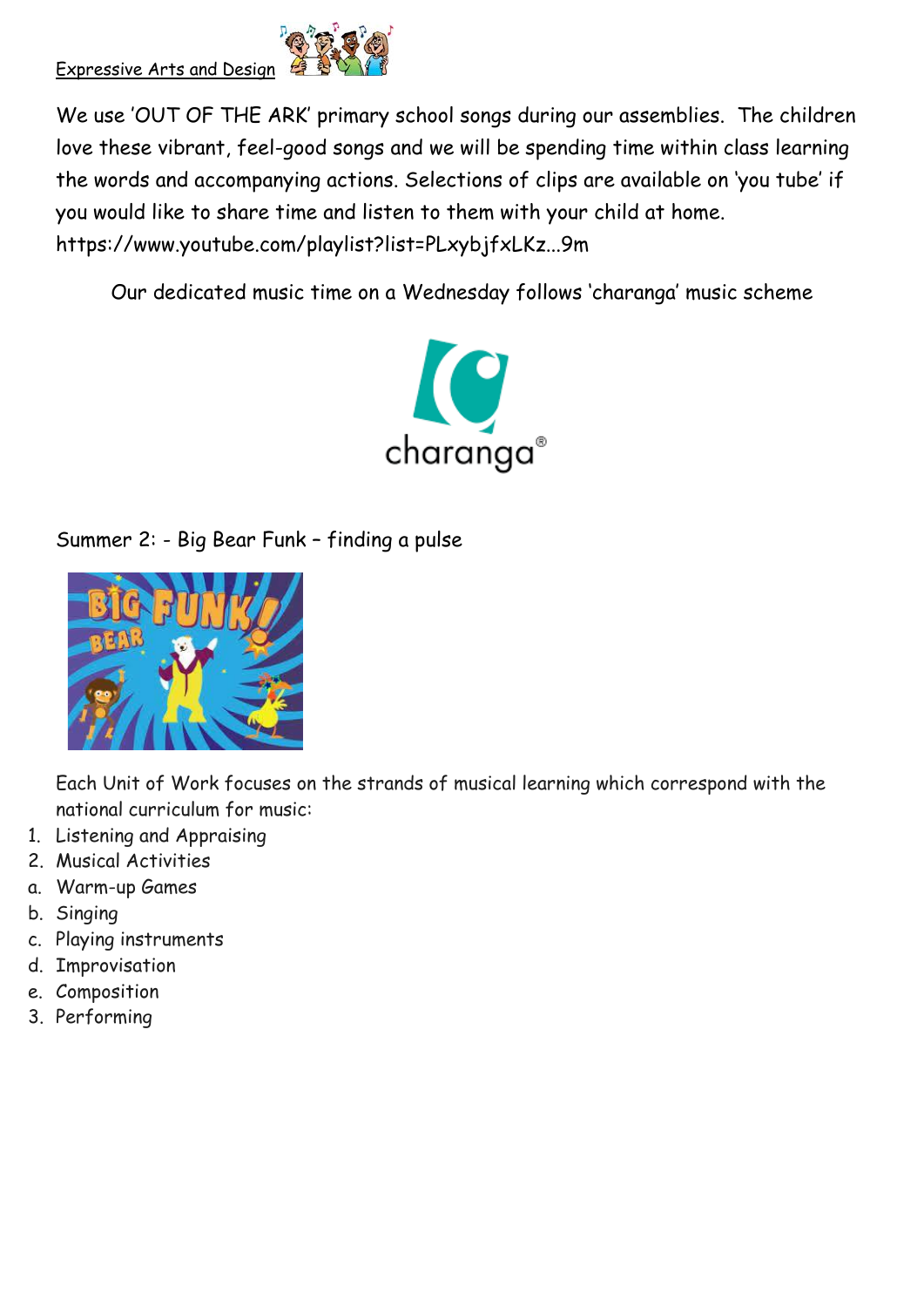Expressive Arts and Design

We use 'OUT OF THE ARK' primary school songs during our assemblies. The children love these vibrant, feel-good songs and we will be spending time within class learning the words and accompanying actions. Selections of clips are available on 'you tube' if you would like to share time and listen to them with your child at home.
https://www.youtube.com/playlist?list=PLxybjfxLKz...9m

Our dedicated music time on a Wednesday follows 'charanga' music scheme

charanga®

Summer 2: - Big Bear Funk – finding a pulse

Each Unit of Work focuses on the strands of musical learning which correspond with the national curriculum for music:

1. Listening and Appraising
2. Musical Activities
   a. Warm-up Games
   b. Singing
   c. Playing instruments
   d. Improvisation
   e. Composition
3. Performing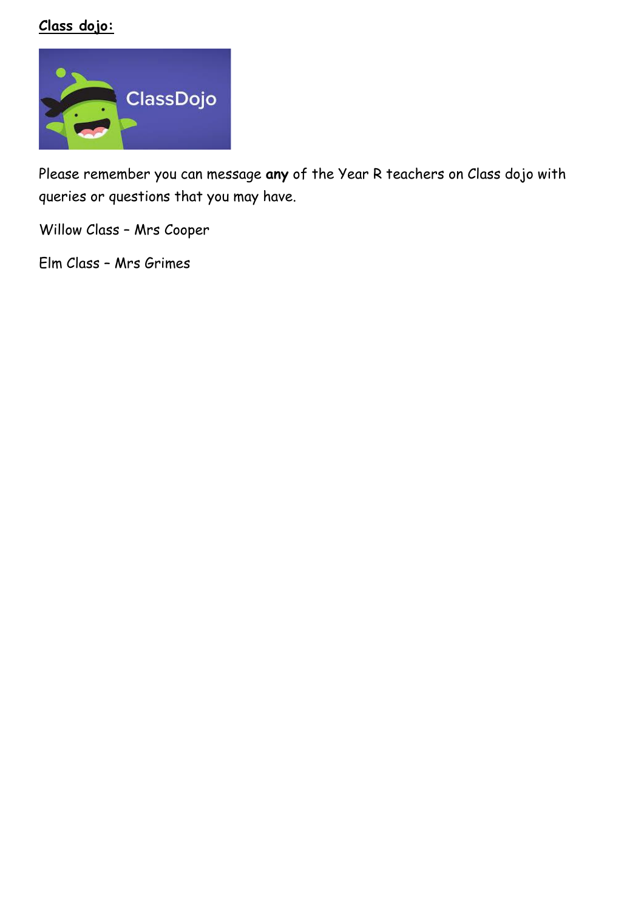**<u>Class dojo:</u>**

Please remember you can message **any** of the Year R teachers on Class dojo with queries or questions that you may have.

Willow Class – Mrs Cooper

Elm Class – Mrs Grimes